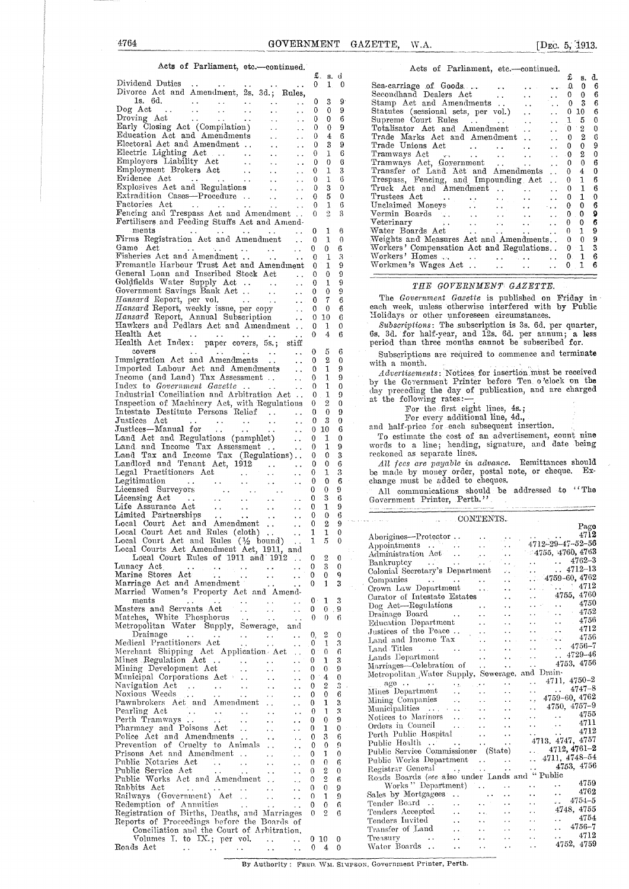## Acts of Parliament, etc.—continued.

| | £ | s. | d. |
|---|---|---|---|
| Dividend Duties | 0 | 1 | 0 |
| Divorce Act and Amendment, 2s. 3d.; Rules, 1s. 6d. | 0 | 3 | 9 |
| Dog Act | 0 | 0 | 9 |
| Droving Act | 0 | 0 | 6 |
| Early Closing Act (Compilation) | 0 | 0 | 9 |
| Education Act and Amendments | 0 | 4 | 6 |
| Electoral Act and Amendment | 0 | 3 | 9 |
| Electric Lighting Act | 0 | 1 | 6 |
| Employers Liability Act | 0 | 0 | 6 |
| Employment Brokers Act | 0 | 1 | 3 |
| Evidence Act | 0 | 1 | 6 |
| Explosives Act and Regulations | 0 | 3 | 0 |
| Extradition Cases—Procedure | 0 | 5 | 0 |
| Factories Act | 0 | 1 | 6 |
| Fencing and Trespass Act and Amendment | 0 | 2 | 3 |
| Fertilisers and Feeding Stuffs Act and Amendments | 0 | 1 | 6 |
| Firms Registration Act and Amendment | 0 | 1 | 0 |
| Game Act | 0 | 0 | 6 |
| Fisheries Act and Amendment | 0 | 1 | 3 |
| Fremantle Harbour Trust Act and Amendment | 0 | 1 | 9 |
| General Loan and Inscribed Stock Act | 0 | 0 | 9 |
| Goldfields Water Supply Act | 0 | 1 | 9 |
| Government Savings Bank Act | 0 | 0 | 9 |
| *Hansard* Report, per vol. | 0 | 7 | 6 |
| *Hansard* Report, weekly issue, per copy | 0 | 0 | 6 |
| *Hansard* Report, Annual Subscription | 0 | 10 | 6 |
| Hawkers and Pedlars Act and Amendment | 0 | 1 | 0 |
| Health Act | 0 | 4 | 6 |
| Health Act Index: paper covers, 5s.; stiff covers | 0 | 5 | 6 |
| Immigration Act and Amendments | 0 | 2 | 0 |
| Imported Labour Act and Amendments | 0 | 1 | 9 |
| Income (and Land) Tax Assessment | 0 | 1 | 9 |
| Index to *Government Gazette* | 0 | 1 | 0 |
| Industrial Conciliation and Arbitration Act | 0 | 1 | 9 |
| Inspection of Machinery Act, with Regulations | 0 | 2 | 0 |
| Intestate Destitute Persons Relief | 0 | 0 | 9 |
| Justices Act | 0 | 3 | 0 |
| Justices—Manual for | 0 | 10 | 6 |
| Land Act and Regulations (pamphlet) | 0 | 1 | 0 |
| Land and Income Tax Assessment | 0 | 1 | 9 |
| Land Tax and Income Tax (Regulations) | 0 | 0 | 3 |
| Landlord and Tenant Act, 1912 | 0 | 0 | 6 |
| Legal Practitioners Act | 0 | 1 | 3 |
| Legitimation | 0 | 0 | 6 |
| Licensed Surveyors | 0 | 0 | 9 |
| Licensing Act | 0 | 3 | 6 |
| Life Assurance Act | 0 | 1 | 9 |
| Limited Partnerships | 0 | 0 | 6 |
| Local Court Act and Amendment | 0 | 2 | 9 |
| Local Court Act and Rules (cloth) | 1 | 1 | 0 |
| Local Court Act and Rules (½ bound) | 1 | 5 | 0 |
| Local Courts Act Amendment Act, 1911, and Local Court Rules of 1911 and 1912 | 0 | 2 | 0 |
| Lunacy Act | 0 | 3 | 0 |
| Marine Stores Act | 0 | 0 | 9 |
| Marriage Act and Amendment | 0 | 1 | 3 |
| Married Women's Property Act and Amendments | 0 | 1 | 3 |
| Masters and Servants Act | 0 | 0 | 9 |
| Matches, White Phosphorus | 0 | 0 | 6 |
| Metropolitan Water Supply, Sewerage, and Drainage | 0 | 2 | 0 |
| Medical Practitioners Act | 0 | 1 | 3 |
| Merchant Shipping Act Application Act | 0 | 0 | 6 |
| Mines Regulation Act | 0 | 1 | 3 |
| Mining Development Act | 0 | 0 | 9 |
| Municipal Corporations Act | 0 | 4 | 0 |
| Navigation Act | 0 | 2 | 3 |
| Noxious Weeds | 0 | 0 | 6 |
| Pawnbrokers Act and Amendment | 0 | 1 | 3 |
| Pearling Act | 0 | 1 | 3 |
| Perth Tramways | 0 | 0 | 9 |
| Pharmacy and Poisons Act | 0 | 1 | 0 |
| Police Act and Amendments | 0 | 3 | 6 |
| Prevention of Cruelty to Animals | 0 | 0 | 9 |
| Prisons Act and Amendment | 0 | 1 | 0 |
| Public Notaries Act | 0 | 0 | 6 |
| Public Service Act | 0 | 2 | 0 |
| Public Works Act and Amendment | 0 | 2 | 6 |
| Rabbits Act | 0 | 0 | 9 |
| Railways (Government) Act | 0 | 1 | 9 |
| Redemption of Annuities | 0 | 0 | 6 |
| Registration of Births, Deaths, and Marriages | 0 | 2 | 6 |
| Reports of Proceedings before the Boards of Conciliation and the Court of Arbitration, Volumes I. to IX.; per vol. | 0 | 10 | 0 |
| Roads Act | 0 | 4 | 0 |
| Sea-carriage of Goods | 0 | 0 | 6 |
| Secondhand Dealers Act | 0 | 0 | 6 |
| Stamp Act and Amendments | 0 | 3 | 6 |
| Statutes (sessional sets, per vol.) | 0 | 10 | 6 |
| Supreme Court Rules | 1 | 5 | 0 |
| Totalisator Act and Amendment | 0 | 2 | 0 |
| Trade Marks Act and Amendment | 0 | 2 | 6 |
| Trade Unions Act | 0 | 0 | 9 |
| Tramways Act | 0 | 2 | 0 |
| Tramways Act, Government | 0 | 0 | 6 |
| Transfer of Land Act and Amendments | 0 | 4 | 0 |
| Trespass, Fencing, and Impounding Act | 0 | 1 | 6 |
| Truck Act and Amendment | 0 | 1 | 6 |
| Trustees Act | 0 | 1 | 0 |
| Unclaimed Moneys | 0 | 0 | 6 |
| Vermin Boards | 0 | 0 | 9 |
| Veterinary | 0 | 0 | 6 |
| Water Boards Act | 0 | 1 | 9 |
| Weights and Measures Act and Amendments | 0 | 0 | 9 |
| Workers' Compensation Act and Regulations | 0 | 1 | 3 |
| Workers' Homes | 0 | 1 | 6 |
| Workmen's Wages Act | 0 | 1 | 6 |

## *THE GOVERNMENT GAZETTE.*

The *Government Gazette* is published on Friday in each week, unless otherwise interfered with by Public Holidays or other unforeseen circumstances.

*Subscriptions*: The subscription is 3s. 6d. per quarter, 6s. 3d. for half-year, and 12s. 6d. per annum; a less period than three months cannot be subscribed for.

Subscriptions are required to commence and terminate with a month.

*Advertisements*: Notices for insertion must be received by the Government Printer before Ten o'clock on the day preceding the day of publication, and are charged at the following rates:—

For the first eight lines, 4s.;
For every additional line, 4d.,

and half-price for each subsequent insertion.

To estimate the cost of an advertisement, count nine words to a line; heading, signature, and date being reckoned as separate lines.

*All fees are payable in advance.* Remittances should be made by money order, postal note, or cheque. Exchange must be added to cheques.

All communications should be addressed to "The Government Printer, Perth."

## CONTENTS.

| | Page |
|---|---|
| Aborigines—Protector | 4712 |
| Appointments | 4712–29–47–52–56 |
| Administration Act | 4755, 4760, 4763 |
| Bankruptcy | 4762–3 |
| Colonial Secretary's Department | 4712–13 |
| Companies | 4759–60, 4762 |
| Crown Law Department | 4712 |
| Curator of Intestate Estates | 4755, 4760 |
| Dog Act—Regulations | 4750 |
| Drainage Board | 4752 |
| Education Department | 4756 |
| Justices of the Peace | 4712 |
| Land and Income Tax | 4756 |
| Land Titles | 4756–7 |
| Lands Department | 4729–46 |
| Marriages—Celebration of | 4753, 4756 |
| Metropolitan Water Supply, Sewerage, and Drainage | 4711, 4750–2 |
| Mines Department | 4747–8 |
| Mining Companies | 4759–60, 4762 |
| Municipalities | 4750, 4757–9 |
| Notices to Mariners | 4755 |
| Orders in Council | 4711 |
| Perth Public Hospital | 4712 |
| Public Health | 4713, 4747, 4757 |
| Public Service Commissioner (State) | 4712, 4761–2 |
| Public Works Department | 4711, 4748–54 |
| Registrar General | 4753, 4756 |
| Roads Boards (*see* also under Lands and "Public Works" Department) | 4759 |
| Sales by Mortgagees | 4762 |
| Tender Board | 4754–5 |
| Tenders Accepted | 4748, 4755 |
| Tenders Invited | 4754 |
| Transfer of Land | 4756–7 |
| Treasury | 4712 |
| Water Boards | 4752, 4759 |

By Authority: FRED. WM. SIMPSON, Government Printer, Perth.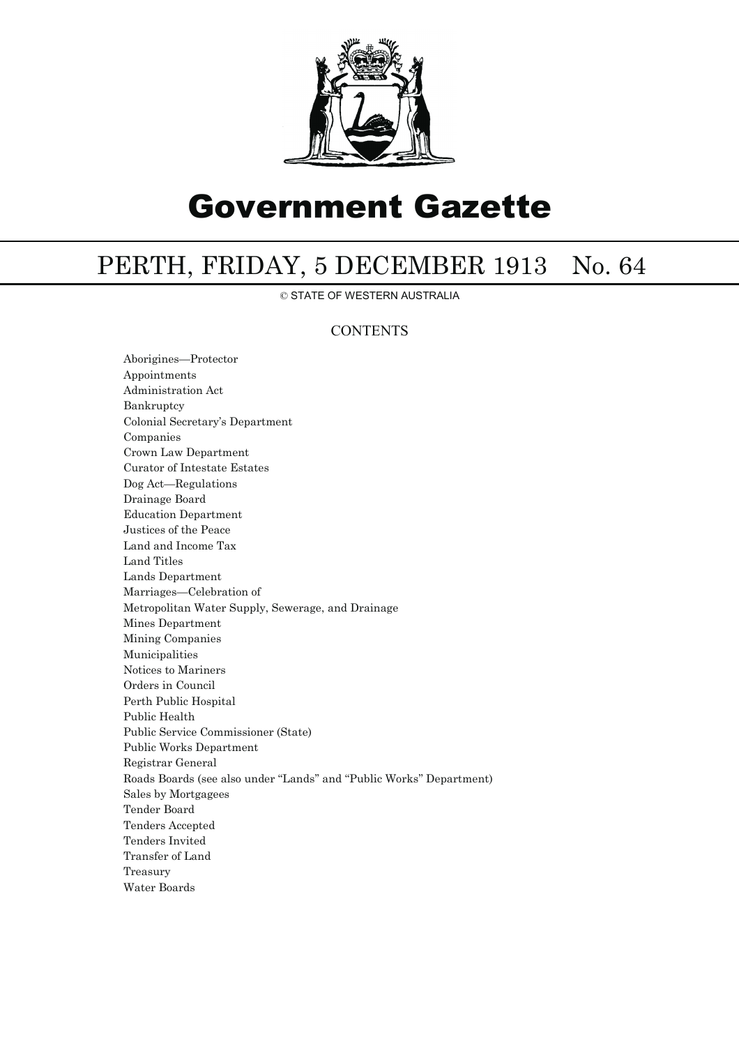# Government Gazette

## PERTH, FRIDAY, 5 DECEMBER 1913 No. 64

© STATE OF WESTERN AUSTRALIA

### CONTENTS

Aborigines—Protector
Appointments
Administration Act
Bankruptcy
Colonial Secretary's Department
Companies
Crown Law Department
Curator of Intestate Estates
Dog Act—Regulations
Drainage Board
Education Department
Justices of the Peace
Land and Income Tax
Land Titles
Lands Department
Marriages—Celebration of
Metropolitan Water Supply, Sewerage, and Drainage
Mines Department
Mining Companies
Municipalities
Notices to Mariners
Orders in Council
Perth Public Hospital
Public Health
Public Service Commissioner (State)
Public Works Department
Registrar General
Roads Boards (see also under "Lands" and "Public Works" Department)
Sales by Mortgagees
Tender Board
Tenders Accepted
Tenders Invited
Transfer of Land
Treasury
Water Boards